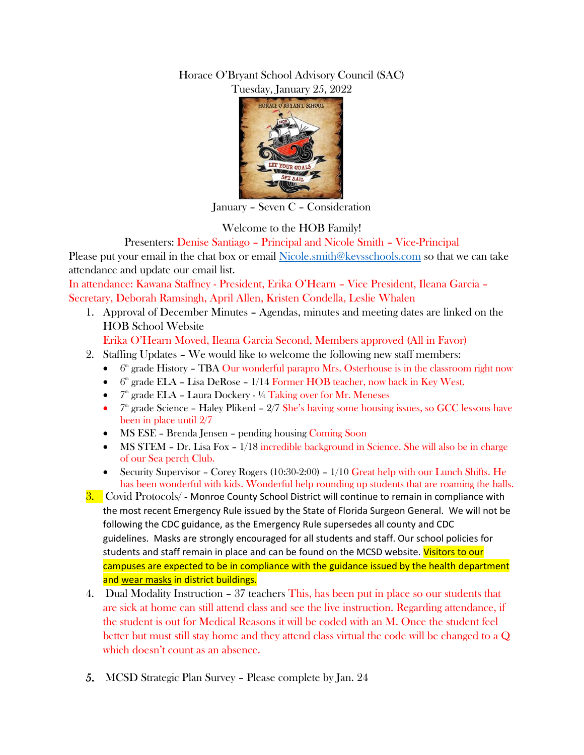Horace O'Bryant School Advisory Council (SAC)
Tuesday, January 25, 2022

January – Seven C – Consideration

Welcome to the HOB Family!

Presenters: Denise Santiago – Principal and Nicole Smith – Vice-Principal

Please put your email in the chat box or email Nicole.smith@keysschools.com so that we can take attendance and update our email list.

In attendance: Kawana Staffney - President, Erika O'Hearn – Vice President, Ileana Garcia – Secretary, Deborah Ramsingh, April Allen, Kristen Condella, Leslie Whalen

1. Approval of December Minutes – Agendas, minutes and meeting dates are linked on the HOB School Website
   Erika O'Hearn Moved, Ileana Garcia Second, Members approved (All in Favor)
2. Staffing Updates – We would like to welcome the following new staff members:
   - 6th grade History – TBA Our wonderful parapro Mrs. Osterhouse is in the classroom right now
   - 6th grade ELA – Lisa DeRose – 1/14 Former HOB teacher, now back in Key West.
   - 7th grade ELA – Laura Dockery - ¼ Taking over for Mr. Meneses
   - 7th grade Science – Haley Plikerd – 2/7 She's having some housing issues, so GCC lessons have been in place until 2/7
   - MS ESE – Brenda Jensen – pending housing Coming Soon
   - MS STEM – Dr. Lisa Fox – 1/18 incredible background in Science. She will also be in charge of our Sea perch Club.
   - Security Supervisor – Corey Rogers (10:30-2:00) – 1/10 Great help with our Lunch Shifts. He has been wonderful with kids. Wonderful help rounding up students that are roaming the halls.
3. Covid Protocols/ - Monroe County School District will continue to remain in compliance with the most recent Emergency Rule issued by the State of Florida Surgeon General. We will not be following the CDC guidance, as the Emergency Rule supersedes all county and CDC guidelines. Masks are strongly encouraged for all students and staff. Our school policies for students and staff remain in place and can be found on the MCSD website. Visitors to our campuses are expected to be in compliance with the guidance issued by the health department and wear masks in district buildings.
4. Dual Modality Instruction – 37 teachers This, has been put in place so our students that are sick at home can still attend class and see the live instruction. Regarding attendance, if the student is out for Medical Reasons it will be coded with an M. Once the student feel better but must still stay home and they attend class virtual the code will be changed to a Q which doesn't count as an absence.
5. MCSD Strategic Plan Survey – Please complete by Jan. 24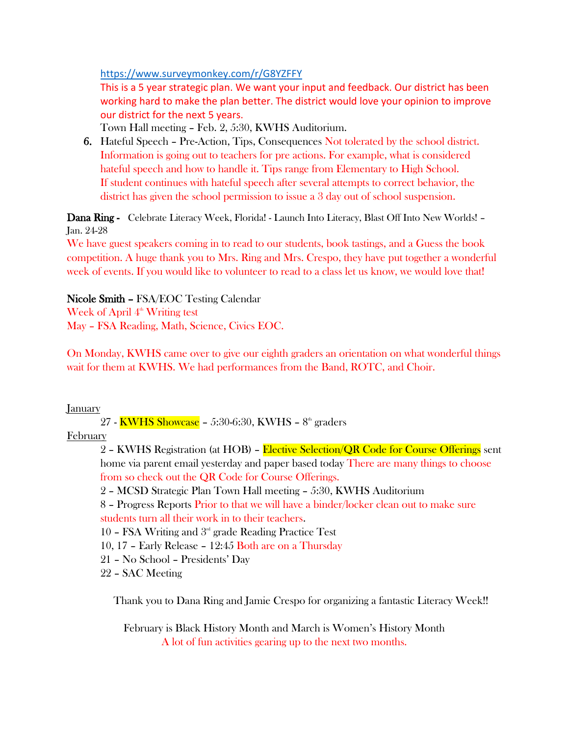https://www.surveymonkey.com/r/G8YZFFY

This is a 5 year strategic plan. We want your input and feedback. Our district has been working hard to make the plan better. The district would love your opinion to improve our district for the next 5 years.

Town Hall meeting – Feb. 2, 5:30, KWHS Auditorium.

6. Hateful Speech – Pre-Action, Tips, Consequences Not tolerated by the school district. Information is going out to teachers for pre actions. For example, what is considered hateful speech and how to handle it. Tips range from Elementary to High School. If student continues with hateful speech after several attempts to correct behavior, the district has given the school permission to issue a 3 day out of school suspension.

**Dana Ring -** Celebrate Literacy Week, Florida! - Launch Into Literacy, Blast Off Into New Worlds! – Jan. 24-28

We have guest speakers coming in to read to our students, book tastings, and a Guess the book competition. A huge thank you to Mrs. Ring and Mrs. Crespo, they have put together a wonderful week of events. If you would like to volunteer to read to a class let us know, we would love that!

**Nicole Smith –** FSA/EOC Testing Calendar

Week of April 4th Writing test

May – FSA Reading, Math, Science, Civics EOC.

On Monday, KWHS came over to give our eighth graders an orientation on what wonderful things wait for them at KWHS. We had performances from the Band, ROTC, and Choir.

January

27 - KWHS Showcase – 5:30-6:30, KWHS – 8th graders

February

2 – KWHS Registration (at HOB) – Elective Selection/QR Code for Course Offerings sent home via parent email yesterday and paper based today There are many things to choose from so check out the QR Code for Course Offerings.

2 – MCSD Strategic Plan Town Hall meeting – 5:30, KWHS Auditorium

8 – Progress Reports Prior to that we will have a binder/locker clean out to make sure students turn all their work in to their teachers.

10 – FSA Writing and 3rd grade Reading Practice Test

10, 17 – Early Release – 12:45 Both are on a Thursday

21 – No School – Presidents' Day

22 – SAC Meeting

Thank you to Dana Ring and Jamie Crespo for organizing a fantastic Literacy Week!!

February is Black History Month and March is Women's History Month

A lot of fun activities gearing up to the next two months.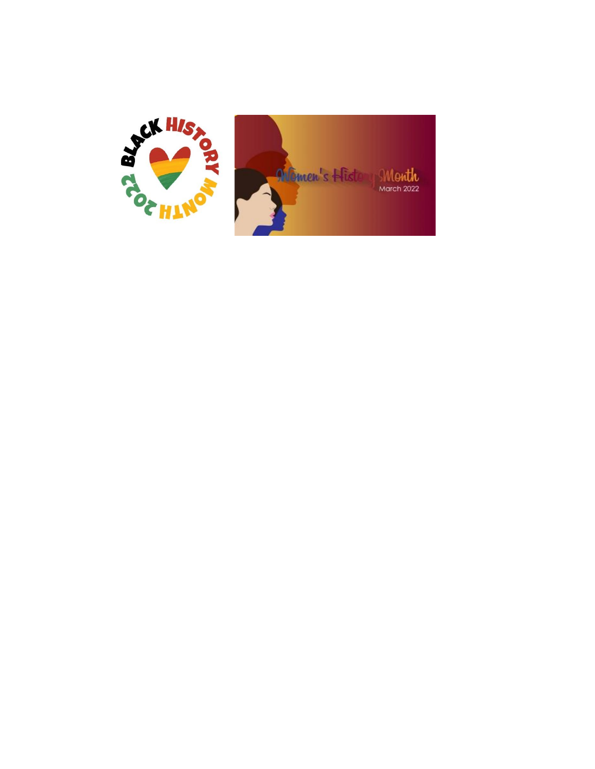BLACK HISTORY MONTH 2022

Women's History Month

March 2022